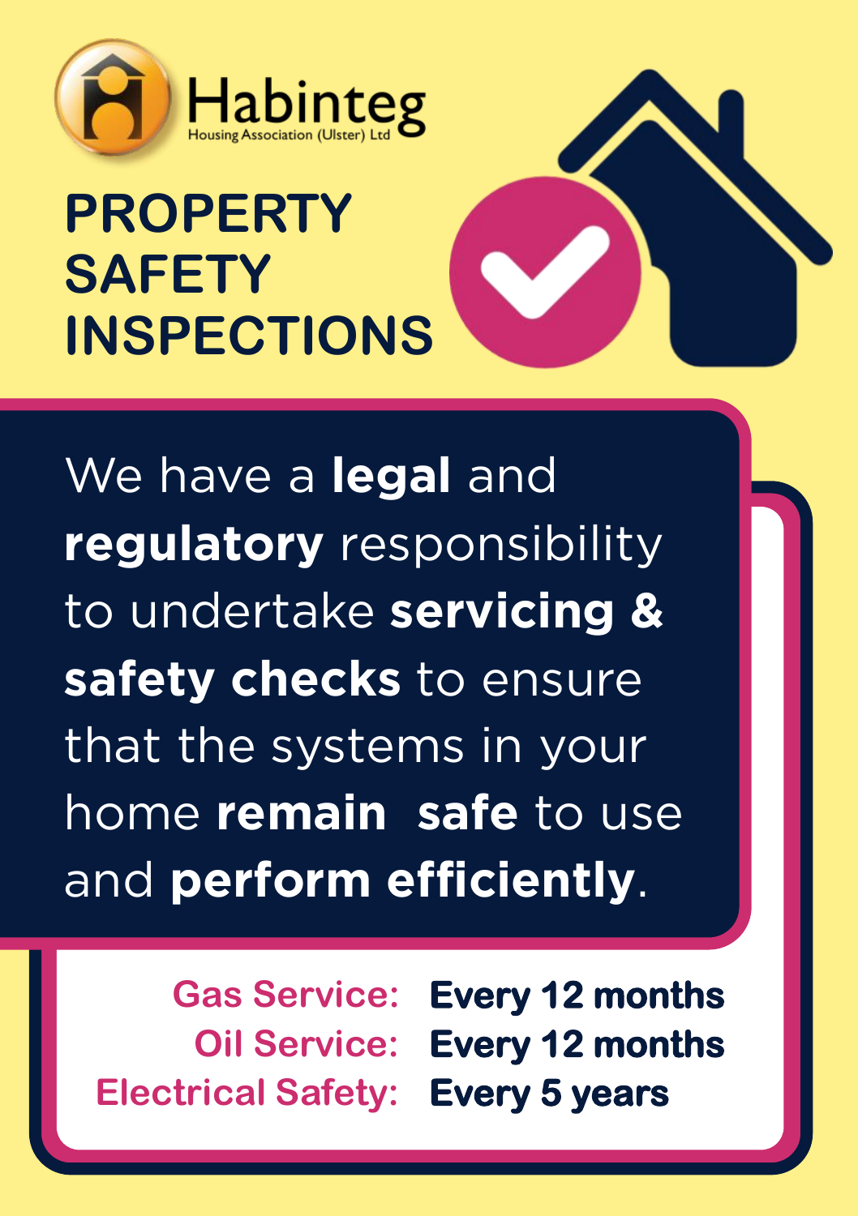Habinteg
Housing Association (Ulster) Ltd

# PROPERTY SAFETY INSPECTIONS

We have a **legal** and **regulatory** responsibility to undertake **servicing & safety checks** to ensure that the systems in your home **remain safe** to use and **perform efficiently**.

| | |
|---|---|
| Gas Service: | **Every 12 months** |
| Oil Service: | **Every 12 months** |
| Electrical Safety: | **Every 5 years** |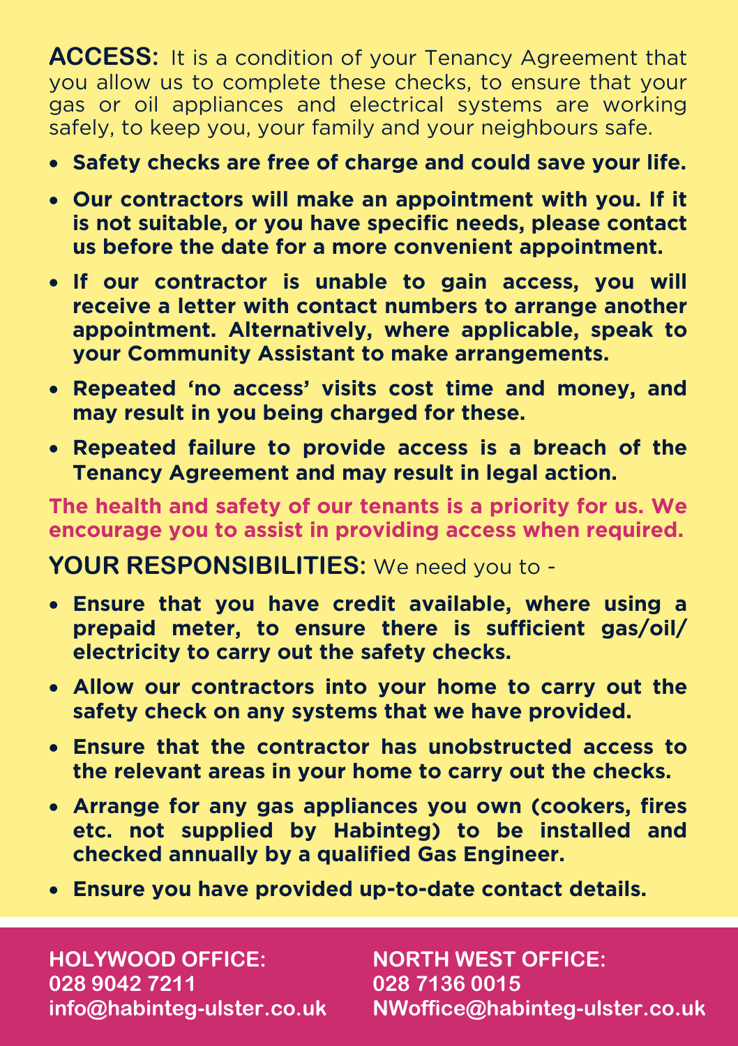**ACCESS:** It is a condition of your Tenancy Agreement that you allow us to complete these checks, to ensure that your gas or oil appliances and electrical systems are working safely, to keep you, your family and your neighbours safe.

- **Safety checks are free of charge and could save your life.**
- **Our contractors will make an appointment with you. If it is not suitable, or you have specific needs, please contact us before the date for a more convenient appointment.**
- **If our contractor is unable to gain access, you will receive a letter with contact numbers to arrange another appointment. Alternatively, where applicable, speak to your Community Assistant to make arrangements.**
- **Repeated 'no access' visits cost time and money, and may result in you being charged for these.**
- **Repeated failure to provide access is a breach of the Tenancy Agreement and may result in legal action.**

**The health and safety of our tenants is a priority for us. We encourage you to assist in providing access when required.**

**YOUR RESPONSIBILITIES:** We need you to -

- **Ensure that you have credit available, where using a prepaid meter, to ensure there is sufficient gas/oil/ electricity to carry out the safety checks.**
- **Allow our contractors into your home to carry out the safety check on any systems that we have provided.**
- **Ensure that the contractor has unobstructed access to the relevant areas in your home to carry out the checks.**
- **Arrange for any gas appliances you own (cookers, fires etc. not supplied by Habinteg) to be installed and checked annually by a qualified Gas Engineer.**
- **Ensure you have provided up-to-date contact details.**

**HOLYWOOD OFFICE:**
**028 9042 7211**
**info@habinteg-ulster.co.uk**

**NORTH WEST OFFICE:**
**028 7136 0015**
**NWoffice@habinteg-ulster.co.uk**